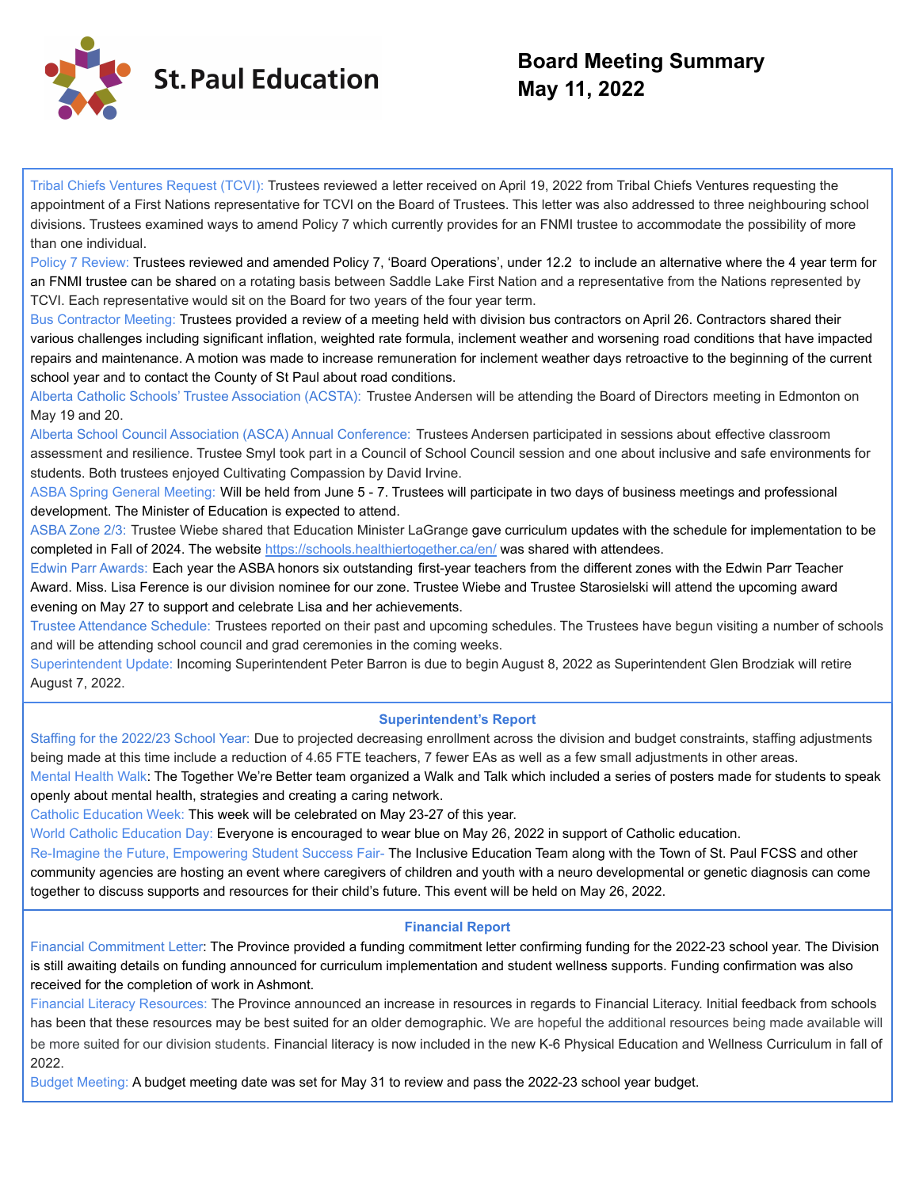St. Paul Education

# Board Meeting Summary
# May 11, 2022

Tribal Chiefs Ventures Request (TCVI): Trustees reviewed a letter received on April 19, 2022 from Tribal Chiefs Ventures requesting the appointment of a First Nations representative for TCVI on the Board of Trustees. This letter was also addressed to three neighbouring school divisions. Trustees examined ways to amend Policy 7 which currently provides for an FNMI trustee to accommodate the possibility of more than one individual.

Policy 7 Review: Trustees reviewed and amended Policy 7, 'Board Operations', under 12.2 to include an alternative where the 4 year term for an FNMI trustee can be shared on a rotating basis between Saddle Lake First Nation and a representative from the Nations represented by TCVI. Each representative would sit on the Board for two years of the four year term.

Bus Contractor Meeting: Trustees provided a review of a meeting held with division bus contractors on April 26. Contractors shared their various challenges including significant inflation, weighted rate formula, inclement weather and worsening road conditions that have impacted repairs and maintenance. A motion was made to increase remuneration for inclement weather days retroactive to the beginning of the current school year and to contact the County of St Paul about road conditions.

Alberta Catholic Schools' Trustee Association (ACSTA): Trustee Andersen will be attending the Board of Directors meeting in Edmonton on May 19 and 20.

Alberta School Council Association (ASCA) Annual Conference: Trustees Andersen participated in sessions about effective classroom assessment and resilience. Trustee Smyl took part in a Council of School Council session and one about inclusive and safe environments for students. Both trustees enjoyed Cultivating Compassion by David Irvine.

ASBA Spring General Meeting: Will be held from June 5 - 7. Trustees will participate in two days of business meetings and professional development. The Minister of Education is expected to attend.

ASBA Zone 2/3: Trustee Wiebe shared that Education Minister LaGrange gave curriculum updates with the schedule for implementation to be completed in Fall of 2024. The website https://schools.healthiertogether.ca/en/ was shared with attendees.

Edwin Parr Awards: Each year the ASBA honors six outstanding first-year teachers from the different zones with the Edwin Parr Teacher Award. Miss. Lisa Ference is our division nominee for our zone. Trustee Wiebe and Trustee Starosielski will attend the upcoming award evening on May 27 to support and celebrate Lisa and her achievements.

Trustee Attendance Schedule: Trustees reported on their past and upcoming schedules. The Trustees have begun visiting a number of schools and will be attending school council and grad ceremonies in the coming weeks.

Superintendent Update: Incoming Superintendent Peter Barron is due to begin August 8, 2022 as Superintendent Glen Brodziak will retire August 7, 2022.

## Superintendent's Report

Staffing for the 2022/23 School Year: Due to projected decreasing enrollment across the division and budget constraints, staffing adjustments being made at this time include a reduction of 4.65 FTE teachers, 7 fewer EAs as well as a few small adjustments in other areas.

Mental Health Walk: The Together We're Better team organized a Walk and Talk which included a series of posters made for students to speak openly about mental health, strategies and creating a caring network.

Catholic Education Week: This week will be celebrated on May 23-27 of this year.

World Catholic Education Day: Everyone is encouraged to wear blue on May 26, 2022 in support of Catholic education.

Re-Imagine the Future, Empowering Student Success Fair- The Inclusive Education Team along with the Town of St. Paul FCSS and other community agencies are hosting an event where caregivers of children and youth with a neuro developmental or genetic diagnosis can come together to discuss supports and resources for their child's future. This event will be held on May 26, 2022.

## Financial Report

Financial Commitment Letter: The Province provided a funding commitment letter confirming funding for the 2022-23 school year. The Division is still awaiting details on funding announced for curriculum implementation and student wellness supports. Funding confirmation was also received for the completion of work in Ashmont.

Financial Literacy Resources: The Province announced an increase in resources in regards to Financial Literacy. Initial feedback from schools has been that these resources may be best suited for an older demographic. We are hopeful the additional resources being made available will be more suited for our division students. Financial literacy is now included in the new K-6 Physical Education and Wellness Curriculum in fall of 2022.

Budget Meeting: A budget meeting date was set for May 31 to review and pass the 2022-23 school year budget.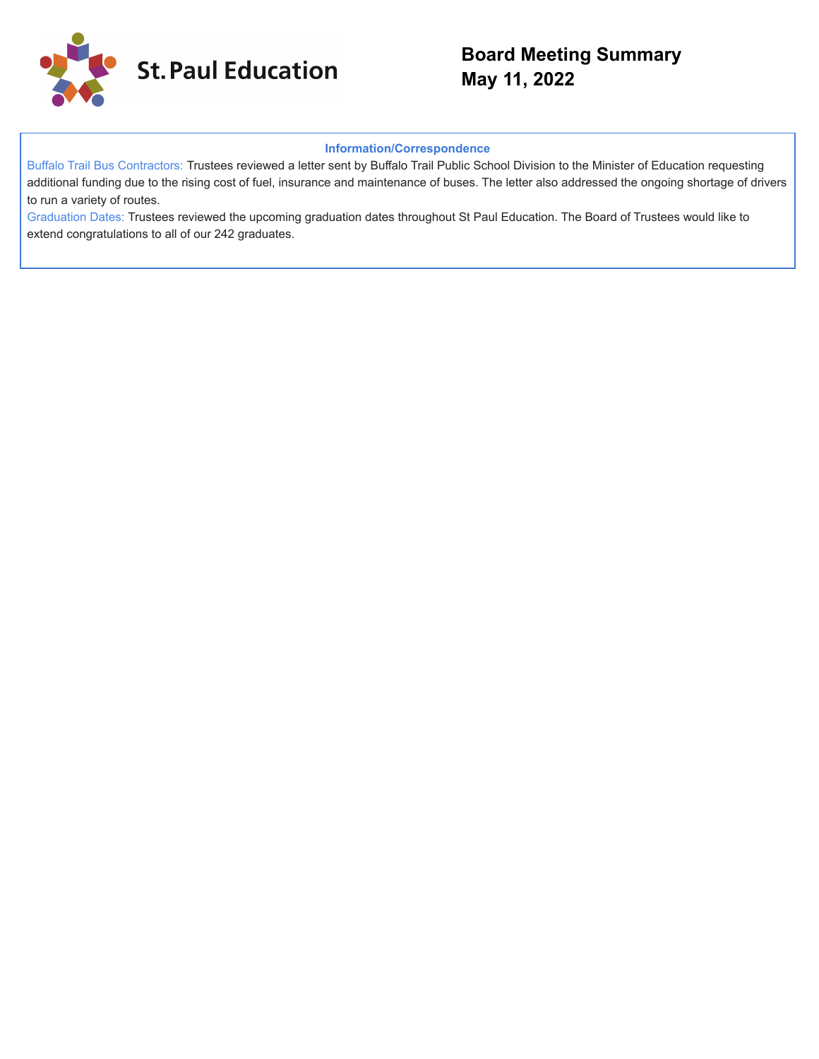St. Paul Education

# Board Meeting Summary
# May 11, 2022

### Information/Correspondence

Buffalo Trail Bus Contractors: Trustees reviewed a letter sent by Buffalo Trail Public School Division to the Minister of Education requesting additional funding due to the rising cost of fuel, insurance and maintenance of buses. The letter also addressed the ongoing shortage of drivers to run a variety of routes.

Graduation Dates: Trustees reviewed the upcoming graduation dates throughout St Paul Education. The Board of Trustees would like to extend congratulations to all of our 242 graduates.